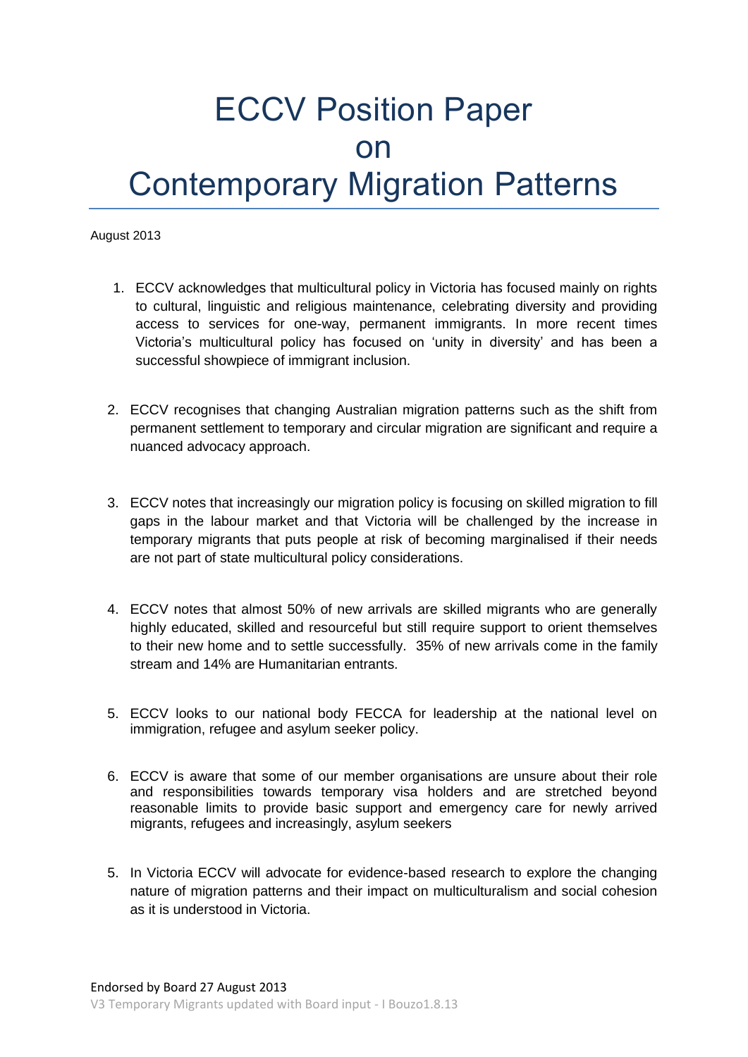# ECCV Position Paper on Contemporary Migration Patterns

August 2013

1. ECCV acknowledges that multicultural policy in Victoria has focused mainly on rights to cultural, linguistic and religious maintenance, celebrating diversity and providing access to services for one-way, permanent immigrants. In more recent times Victoria's multicultural policy has focused on 'unity in diversity' and has been a successful showpiece of immigrant inclusion.

2. ECCV recognises that changing Australian migration patterns such as the shift from permanent settlement to temporary and circular migration are significant and require a nuanced advocacy approach.

3. ECCV notes that increasingly our migration policy is focusing on skilled migration to fill gaps in the labour market and that Victoria will be challenged by the increase in temporary migrants that puts people at risk of becoming marginalised if their needs are not part of state multicultural policy considerations.

4. ECCV notes that almost 50% of new arrivals are skilled migrants who are generally highly educated, skilled and resourceful but still require support to orient themselves to their new home and to settle successfully. 35% of new arrivals come in the family stream and 14% are Humanitarian entrants.

5. ECCV looks to our national body FECCA for leadership at the national level on immigration, refugee and asylum seeker policy.

6. ECCV is aware that some of our member organisations are unsure about their role and responsibilities towards temporary visa holders and are stretched beyond reasonable limits to provide basic support and emergency care for newly arrived migrants, refugees and increasingly, asylum seekers

5. In Victoria ECCV will advocate for evidence-based research to explore the changing nature of migration patterns and their impact on multiculturalism and social cohesion as it is understood in Victoria.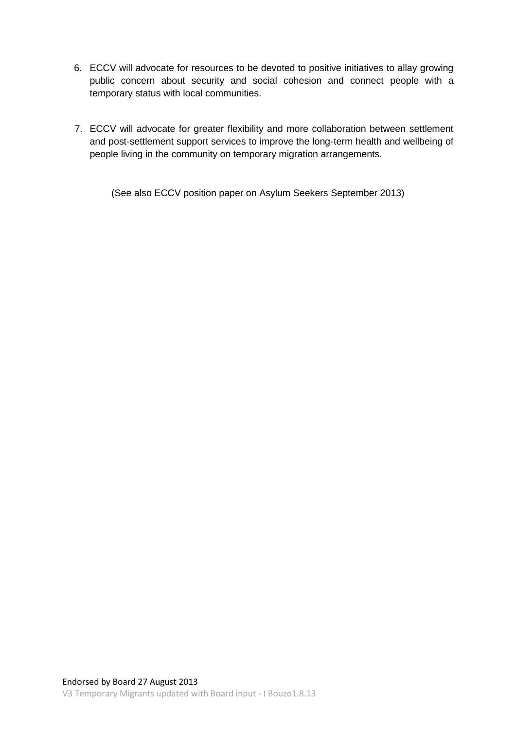6. ECCV will advocate for resources to be devoted to positive initiatives to allay growing public concern about security and social cohesion and connect people with a temporary status with local communities.

7. ECCV will advocate for greater flexibility and more collaboration between settlement and post-settlement support services to improve the long-term health and wellbeing of people living in the community on temporary migration arrangements.

(See also ECCV position paper on Asylum Seekers September 2013)

Endorsed by Board 27 August 2013

V3 Temporary Migrants updated with Board input - I Bouzo1.8.13